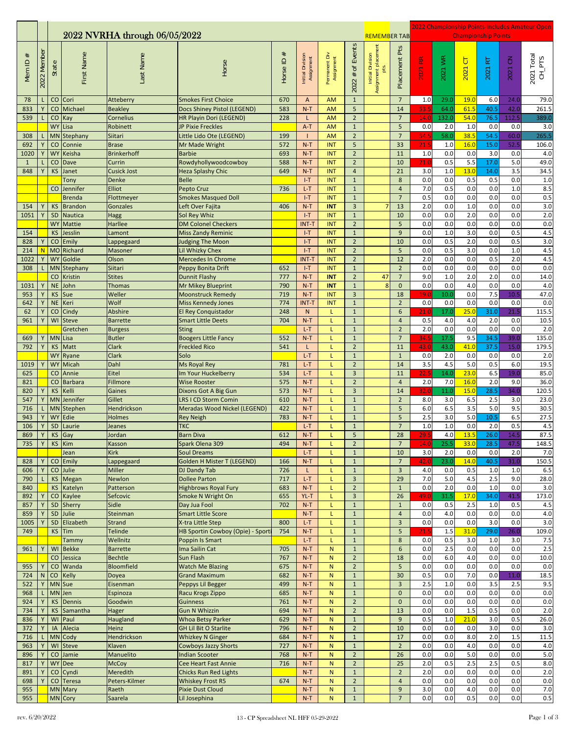# 2022 NVRHA through 06/05/2022

REMEMBER TAB

2022 Championship Points-Includes Amateur Open Championship Points

| Mem ID # | 2022 Member | State | First Name | Last Name | Horse | Horse ID # | Initial Division Assignment | Permanent Div Assignment | 2022 # of Events | Initial Division Assignment placement pts. | Placement Pts | 2021 RR | 2021 WR | 2021 CT | 2021 RT | 2021 CN | 2021 Total CH_PTS |
|---|---|---|---|---|---|---|---|---|---|---|---|---|---|---|---|---|---|
| 78 | L | CO | Cori | Atteberry | Smokes First Choice | 670 | A | AM | 1 | | 7 | 1.0 | 29.0 | 19.0 | 6.0 | 24.0 | 79.0 |
| 833 | Y | CO | Michael | Beakley | Docs Shiney Pistol (LEGEND) | 583 | N-T | AM | 5 | | 14 | 53.5 | 64.0 | 61.5 | 40.5 | 42.0 | 261.5 |
| 539 | L | CO | Kay | Cornelius | HR Playin Dori (LEGEND) | 228 | L | AM | 2 | | 7 | 14.0 | 132.0 | 54.0 | 76.5 | 112.5 | 389.0 |
| | | WY | Lisa | Robinett | JP Pixie Freckles | | A-T | AM | 1 | | 5 | 0.0 | 2.0 | 1.0 | 0.0 | 0.0 | 3.0 |
| 308 | L | MN | Stephany | Siitari | Little Lido Ote (LEGEND) | 199 | I | AM | 2 | | 7 | 54.5 | 58.0 | 38.5 | 54.5 | 60.0 | 265.5 |
| 692 | Y | CO | Connie | Brase | Mr Made Wright | 572 | N-T | INT | 5 | | 33 | 21.5 | 1.0 | 16.0 | 15.0 | 52.5 | 106.0 |
| 1020 | Y | WY | Keisha | Brinkerhoff | Barbie | 693 | N-T | INT | 2 | | 11 | 1.0 | 0.0 | 0.0 | 3.0 | 0.0 | 4.0 |
| 1 | L | CO | Dave | Currin | Rowdyhollywoodcowboy | 588 | N-T | INT | 2 | | 10 | 21.0 | 0.5 | 5.5 | 17.0 | 5.0 | 49.0 |
| 848 | Y | KS | Janet | Cusick Jost | Heza Splashy Chic | 649 | N-T | INT | 4 | | 21 | 3.0 | 1.0 | 13.0 | 14.0 | 3.5 | 34.5 |
| | | | Tony | Denke | Belle | | I-T | INT | 1 | | 8 | 0.0 | 0.0 | 0.5 | 0.5 | 0.0 | 1.0 |
| | | CO | Jennifer | Elliot | Pepto Cruz | 736 | L-T | INT | 1 | | 4 | 7.0 | 0.5 | 0.0 | 0.0 | 1.0 | 8.5 |
| | | | Brenda | Flottmeyer | Smokes Masqued Doll | | I-T | INT | 1 | | 7 | 0.5 | 0.0 | 0.0 | 0.0 | 0.0 | 0.5 |
| 154 | Y | KS | Brandon | Gonzales | Left Over Fajita | 406 | N-T | **INT** | 3 | 7 | 13 | 2.0 | 0.0 | 1.0 | 0.0 | 0.0 | 3.0 |
| 1051 | Y | SD | Nautica | Hagg | Sol Rey Whiz | | I-T | INT | 1 | | 10 | 0.0 | 0.0 | 2.0 | 0.0 | 0.0 | 2.0 |
| | | WY | Mattie | Harllee | DM Colonel Checkers | | INT-T | INT | 2 | | 5 | 0.0 | 0.0 | 0.0 | 0.0 | 0.0 | 0.0 |
| 154 | | KS | Jesslin | Lamont | Miss Zandy Reminic | | I-T | INT | 1 | | 9 | 0.0 | 1.0 | 3.0 | 0.0 | 0.5 | 4.5 |
| 828 | Y | CO | Emily | Lappegaard | Judging The Moon | | I-T | INT | 2 | | 10 | 0.0 | 0.5 | 2.0 | 0.0 | 0.5 | 3.0 |
| 214 | N | MO | Richard | Masoner | Lil Whizky Chex | | I-T | INT | 2 | | 5 | 0.0 | 0.5 | 3.0 | 0.0 | 1.0 | 4.5 |
| 1022 | Y | WY | Goldie | Olson | Mercedes In Chrome | | INT-T | INT | 2 | | 12 | 2.0 | 0.0 | 0.0 | 0.5 | 2.0 | 4.5 |
| 308 | L | MN | Stephany | Siitari | Peppy Bonita Drift | 652 | I-T | INT | 1 | | 2 | 0.0 | 0.0 | 0.0 | 0.0 | 0.0 | 0.0 |
| | | CO | Kristin | Stites | Dunnit Flashy | 777 | N-T | **INT** | 2 | 47 | 7 | 9.0 | 1.0 | 2.0 | 2.0 | 0.0 | 14.0 |
| 1031 | Y | NE | John | Thomas | Mr Mikey Blueprint | 790 | N-T | **INT** | 1 | 8 | 0 | 0.0 | 0.0 | 4.0 | 0.0 | 0.0 | 4.0 |
| 953 | Y | KS | Sue | Weller | Moonstruck Remedy | 719 | N-T | INT | 3 | | 18 | 19.0 | 10.0 | 0.0 | 7.5 | 10.5 | 47.0 |
| 642 | Y | NE | Keri | Wolf | Miss Kennedy Jones | 774 | INT-T | INT | 1 | | 2 | 0.0 | 0.0 | 0.0 | 0.0 | 0.0 | 0.0 |
| 62 | Y | CO | Cindy | Abshire | El Rey Conquistador | 248 | N | L | 1 | | 6 | 21.0 | 17.0 | 25.0 | 31.0 | 21.5 | 115.5 |
| 961 | Y | WI | Steve | Barrette | Smart Little Deets | 704 | N-T | L | 1 | | 4 | 0.5 | 4.0 | 4.0 | 2.0 | 0.0 | 10.5 |
| | | | Gretchen | Burgess | Sting | | L-T | L | 1 | | 2 | 2.0 | 0.0 | 0.0 | 0.0 | 0.0 | 2.0 |
| 669 | Y | MN | Lisa | Butler | Boogers Little Fancy | 552 | N-T | L | 1 | | 7 | 34.5 | 17.5 | 9.5 | 34.5 | 39.0 | 135.0 |
| 792 | Y | KS | Matt | Clark | Freckled Rico | 541 | L | L | 2 | | 11 | 43.0 | 43.0 | 41.0 | 37.5 | 15.0 | 179.5 |
| | | WY | Ryane | Clark | Solo | | L-T | L | 1 | | 1 | 0.0 | 2.0 | 0.0 | 0.0 | 0.0 | 2.0 |
| 1019 | Y | WY | Micah | Dahl | Ms Royal Rey | 781 | L-T | L | 2 | | 14 | 3.5 | 4.5 | 5.0 | 0.5 | 6.0 | 19.5 |
| 625 | | CO | Annie | Eitel | Im Your Huckelberry | 534 | L-T | L | 3 | | 11 | 22.5 | 14.0 | 23.0 | 6.5 | 19.0 | 85.0 |
| 821 | | CO | Barbara | Fillmore | Wise Rooster | 575 | N-T | L | 2 | | 4 | 2.0 | 7.0 | 16.0 | 2.0 | 9.0 | 36.0 |
| 820 | Y | KS | Kelli | Gaines | Dixons Got A Big Gun | 573 | N-T | L | 3 | | 14 | 32.0 | 11.0 | 15.0 | 28.5 | 34.0 | 120.5 |
| 547 | Y | MN | Jennifer | Gillet | LRS I CD Storm Comin | 610 | N-T | L | 1 | | 2 | 8.0 | 3.0 | 6.5 | 2.5 | 3.0 | 23.0 |
| 716 | L | MN | Stephen | Hendrickson | Meradas Wood Nickel (LEGEND) | 422 | N-T | L | 1 | | 5 | 6.0 | 6.5 | 3.5 | 5.0 | 9.5 | 30.5 |
| 943 | Y | WY | Edie | Holmes | Rey Neigh | 783 | N-T | L | 1 | | 5 | 2.5 | 3.0 | 5.0 | 10.5 | 6.5 | 27.5 |
| 106 | Y | SD | Laurie | Jeanes | TKC | | L-T | L | 1 | | 7 | 1.0 | 1.0 | 0.0 | 2.0 | 0.5 | 4.5 |
| 869 | Y | KS | Gay | Jordan | Barn Diva | 612 | N-T | L | 5 | | 28 | 29.5 | 4.0 | 13.5 | 26.0 | 14.5 | 87.5 |
| 735 | Y | KS | Kim | Kasson | Spark Olena 309 | 494 | N-T | L | 2 | | 7 | 14.0 | 25.5 | 33.0 | 28.5 | 47.5 | 148.5 |
| | | | Jean | Kirk | Soul Dreams | | L-T | L | 1 | | 10 | 3.0 | 2.0 | 0.0 | 0.0 | 2.0 | 7.0 |
| 828 | Y | CO | Emily | Lappegaard | Golden H Mister T (LEGEND) | 166 | N-T | L | 1 | | 7 | 42.0 | 23.0 | 14.0 | 40.5 | 31.0 | 150.5 |
| 606 | Y | CO | Julie | Miller | DJ Dandy Tab | 726 | L | L | 1 | | 3 | 4.0 | 0.0 | 0.5 | 1.0 | 1.0 | 6.5 |
| 790 | L | KS | Megan | Newlon | Dollee Parton | 717 | L-T | L | 3 | | 29 | 7.0 | 5.0 | 4.5 | 2.5 | 9.0 | 28.0 |
| 840 | | KS | Katelyn | Patterson | Highbrows Royal Fury | 683 | N-T | L | 2 | | 1 | 0.0 | 2.0 | 0.0 | 1.0 | 0.0 | 3.0 |
| 892 | Y | CO | Kaylee | Sefcovic | Smoke N Wright On | 655 | YL-T | L | 3 | | 26 | 49.0 | 31.5 | 17.0 | 34.0 | 41.5 | 173.0 |
| 857 | Y | SD | Sherry | Sidle | Day Jua Fool | 702 | N-T | L | 1 | | 1 | 0.0 | 0.5 | 2.5 | 1.0 | 0.5 | 4.5 |
| 859 | Y | SD | Julie | Steinman | Smart Little Score | | N-T | L | 1 | | 4 | 0.0 | 4.0 | 0.0 | 0.0 | 0.0 | 4.0 |
| 1005 | Y | SD | Elizabeth | Strand | X-tra Little Step | 800 | L-T | L | 1 | | 3 | 0.0 | 0.0 | 0.0 | 3.0 | 0.0 | 3.0 |
| 749 | | KS | Tim | Telinde | HB Sportin Cowboy (Opie) - Sporti | 754 | N-T | L | 1 | | 5 | 21.5 | 1.5 | 31.0 | 29.0 | 26.0 | 109.0 |
| | | | Tammy | Wellnitz | Poppin Is Smart | | L-T | L | 1 | | 8 | 0.0 | 0.5 | 3.0 | 1.0 | 3.0 | 7.5 |
| 961 | Y | WI | Bekke | Barrette | Ima Sailin Cat | 705 | N-T | N | 1 | | 6 | 0.0 | 2.5 | 0.0 | 0.0 | 0.0 | 2.5 |
| | | CO | Jessica | Bechtle | Sun Flash | 767 | N-T | N | 2 | | 18 | 0.0 | 6.0 | 4.0 | 0.0 | 0.0 | 10.0 |
| 955 | Y | CO | Wanda | Bloomfield | Watch Me Blazing | 675 | N-T | N | 2 | | 5 | 0.0 | 0.0 | 0.0 | 0.0 | 0.0 | 0.0 |
| 724 | N | CO | Kelly | Doyea | Grand Maximum | 682 | N-T | N | 1 | | 30 | 0.5 | 0.0 | 7.0 | 0.0 | 11.0 | 18.5 |
| 522 | Y | MN | Sue | Eisenman | Peppys Lil Begger | 499 | N-T | N | 1 | | 3 | 2.5 | 1.0 | 0.0 | 3.5 | 2.5 | 9.5 |
| 968 | L | MN | Jen | Espinoza | Racu Krogs Zippo | 685 | N-T | N | 1 | | 0 | 0.0 | 0.0 | 0.0 | 0.0 | 0.0 | 0.0 |
| 924 | Y | KS | Dennis | Goodwin | Guinness | 761 | N-T | N | 2 | | 0 | 0.0 | 0.0 | 0.0 | 0.0 | 0.0 | 0.0 |
| 734 | Y | KS | Samantha | Hager | Gun N Whizzin | 694 | N-T | N | 2 | | 13 | 0.0 | 0.0 | 1.5 | 0.5 | 0.0 | 2.0 |
| 836 | Y | WI | Paul | Haugland | Whoa Betsy Parker | 629 | N-T | N | 1 | | 9 | 0.5 | 1.0 | 21.0 | 3.0 | 0.5 | 26.0 |
| 372 | Y | IA | Alecia | Heinz | GH Lil Bit O Starlite | 796 | N-T | N | 2 | | 10 | 0.0 | 0.0 | 0.0 | 3.0 | 0.0 | 3.0 |
| 716 | L | MN | Cody | Hendrickson | Whizkey N Ginger | 684 | N-T | N | 1 | | 17 | 0.0 | 0.0 | 8.0 | 2.0 | 1.5 | 11.5 |
| 963 | Y | WI | Steve | Klaven | Cowboys Jazzy Shorts | 727 | N-T | N | 1 | | 2 | 0.0 | 0.0 | 4.0 | 0.0 | 0.0 | 4.0 |
| 896 | Y | CO | Jamie | Manuelito | Indian Scooter | 768 | N-T | N | 2 | | 26 | 0.0 | 0.0 | 5.0 | 0.0 | 0.0 | 5.0 |
| 817 | Y | WY | Dee | McCoy | Cee Heart Fast Annie | 716 | N-T | N | 2 | | 25 | 2.0 | 0.5 | 2.5 | 2.5 | 0.5 | 8.0 |
| 891 | Y | CO | Cyndi | Meredith | Chicks Run Red Lights | | N-T | N | 1 | | 2 | 2.0 | 0.0 | 0.0 | 0.0 | 0.0 | 2.0 |
| 698 | Y | CO | Teresa | Peters-Kilmer | Whiskey Frost R5 | 674 | N-T | N | 2 | | 4 | 0.0 | 0.0 | 0.0 | 0.0 | 0.0 | 0.0 |
| 955 | | MN | Mary | Raeth | Pixie Dust Cloud | | N-T | N | 1 | | 9 | 3.0 | 0.0 | 4.0 | 0.0 | 0.0 | 7.0 |
| 955 | | MN | Cory | Saarela | Lil Josephina | | N-T | N | 1 | | 7 | 0.0 | 0.0 | 0.5 | 0.0 | 0.0 | 0.5 |

rev. 6/20/2022 13 - CP Spreadsheet NL HFF 05-29-2022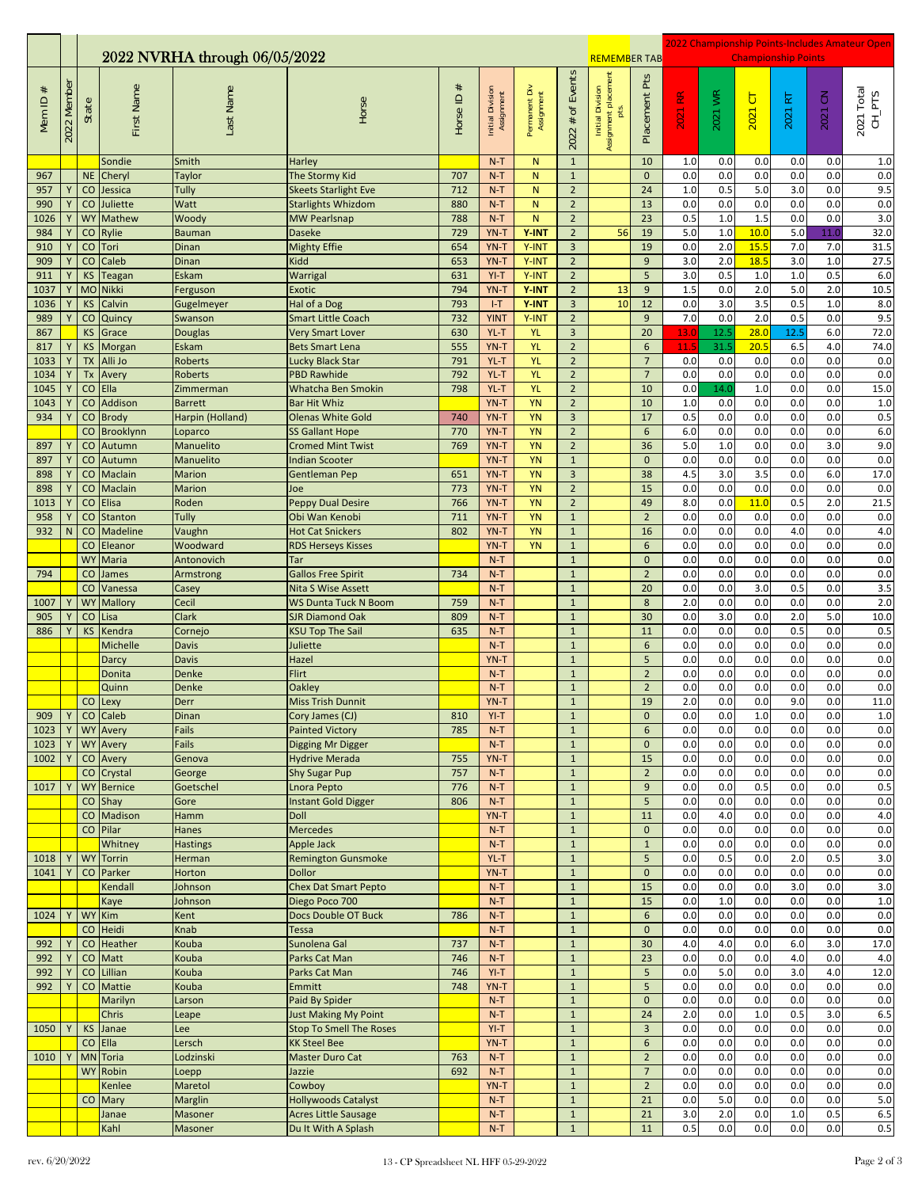# 2022 NVRHA through 06/05/2022

REMEMBER TAB

2022 Championship Points-Includes Amateur Open Championship Points

| Mem ID # | 2022 Member | State | First Name | Last Name | Horse | Horse ID # | Initial Division Assignment | Permanent Div Assignment | 2022 # of Events | Initial Division Assignment placement pts. | Placement Pts | 2021 RR | 2021 WR | 2021 CT | 2021 RT | 2021 CN | 2021 Total CH_PTS |
|---|---|---|---|---|---|---|---|---|---|---|---|---|---|---|---|---|---|
| | | | Sondie | Smith | Harley | | N-T | N | 1 | | 10 | 1.0 | 0.0 | 0.0 | 0.0 | 0.0 | 1.0 |
| 967 | | NE | Cheryl | Taylor | The Stormy Kid | 707 | N-T | N | 1 | | 0 | 0.0 | 0.0 | 0.0 | 0.0 | 0.0 | 0.0 |
| 957 | Y | CO | Jessica | Tully | Skeets Starlight Eve | 712 | N-T | N | 2 | | 24 | 1.0 | 0.5 | 5.0 | 3.0 | 0.0 | 9.5 |
| 990 | Y | CO | Juliette | Watt | Starlights Whizdom | 880 | N-T | N | 2 | | 13 | 0.0 | 0.0 | 0.0 | 0.0 | 0.0 | 0.0 |
| 1026 | Y | WY | Mathew | Woody | MW Pearlsnap | 788 | N-T | N | 2 | | 23 | 0.5 | 1.0 | 1.5 | 0.0 | 0.0 | 3.0 |
| 984 | Y | CO | Rylie | Bauman | Daseke | 729 | YN-T | Y-INT | 2 | 56 | 19 | 5.0 | 1.0 | 10.0 | 5.0 | 11.0 | 32.0 |
| 910 | Y | CO | Tori | Dinan | Mighty Effie | 654 | YN-T | Y-INT | 3 | | 19 | 0.0 | 2.0 | 15.5 | 7.0 | 7.0 | 31.5 |
| 909 | Y | CO | Caleb | Dinan | Kidd | 653 | YN-T | Y-INT | 2 | | 9 | 3.0 | 2.0 | 18.5 | 3.0 | 1.0 | 27.5 |
| 911 | Y | KS | Teagan | Eskam | Warrigal | 631 | YI-T | Y-INT | 2 | | 5 | 3.0 | 0.5 | 1.0 | 1.0 | 0.5 | 6.0 |
| 1037 | Y | MO | Nikki | Ferguson | Exotic | 794 | YN-T | Y-INT | 2 | 13 | 9 | 1.5 | 0.0 | 2.0 | 5.0 | 2.0 | 10.5 |
| 1036 | Y | KS | Calvin | Gugelmeyer | Hal of a Dog | 793 | I-T | Y-INT | 3 | 10 | 12 | 0.0 | 3.0 | 3.5 | 0.5 | 1.0 | 8.0 |
| 989 | Y | CO | Quincy | Swanson | Smart Little Coach | 732 | YINT | Y-INT | 2 | | 9 | 7.0 | 0.0 | 2.0 | 0.5 | 0.0 | 9.5 |
| 867 | | KS | Grace | Douglas | Very Smart Lover | 630 | YL-T | YL | 3 | | 20 | 13.0 | 12.5 | 28.0 | 12.5 | 6.0 | 72.0 |
| 817 | Y | KS | Morgan | Eskam | Bets Smart Lena | 555 | YN-T | YL | 2 | | 6 | 11.5 | 31.5 | 20.5 | 6.5 | 4.0 | 74.0 |
| 1033 | Y | TX | Alli Jo | Roberts | Lucky Black Star | 791 | YL-T | YL | 2 | | 7 | 0.0 | 0.0 | 0.0 | 0.0 | 0.0 | 0.0 |
| 1034 | Y | Tx | Avery | Roberts | PBD Rawhide | 792 | YL-T | YL | 2 | | 7 | 0.0 | 0.0 | 0.0 | 0.0 | 0.0 | 0.0 |
| 1045 | Y | CO | Ella | Zimmerman | Whatcha Ben Smokin | 798 | YL-T | YL | 2 | | 10 | 0.0 | 14.0 | 1.0 | 0.0 | 0.0 | 15.0 |
| 1043 | Y | CO | Addison | Barrett | Bar Hit Whiz | | YN-T | YN | 2 | | 10 | 1.0 | 0.0 | 0.0 | 0.0 | 0.0 | 1.0 |
| 934 | Y | CO | Brody | Harpin (Holland) | Olenas White Gold | 740 | YN-T | YN | 3 | | 17 | 0.5 | 0.0 | 0.0 | 0.0 | 0.0 | 0.5 |
| | | CO | Brooklynn | Loparco | SS Gallant Hope | 770 | YN-T | YN | 2 | | 6 | 6.0 | 0.0 | 0.0 | 0.0 | 0.0 | 6.0 |
| 897 | Y | CO | Autumn | Manuelito | Cromed Mint Twist | 769 | YN-T | YN | 2 | | 36 | 5.0 | 1.0 | 0.0 | 0.0 | 3.0 | 9.0 |
| 897 | Y | CO | Autumn | Manuelito | Indian Scooter | | YN-T | YN | 1 | | 0 | 0.0 | 0.0 | 0.0 | 0.0 | 0.0 | 0.0 |
| 898 | Y | CO | Maclain | Marion | Gentleman Pep | 651 | YN-T | YN | 3 | | 38 | 4.5 | 3.0 | 3.5 | 0.0 | 6.0 | 17.0 |
| 898 | Y | CO | Maclain | Marion | Joe | 773 | YN-T | YN | 2 | | 15 | 0.0 | 0.0 | 0.0 | 0.0 | 0.0 | 0.0 |
| 1013 | Y | CO | Elisa | Roden | Peppy Dual Desire | 766 | YN-T | YN | 2 | | 49 | 8.0 | 0.0 | 11.0 | 0.5 | 2.0 | 21.5 |
| 958 | Y | CO | Stanton | Tully | Obi Wan Kenobi | 711 | YN-T | YN | 1 | | 2 | 0.0 | 0.0 | 0.0 | 0.0 | 0.0 | 0.0 |
| 932 | N | CO | Madeline | Vaughn | Hot Cat Snickers | 802 | YN-T | YN | 1 | | 16 | 0.0 | 0.0 | 0.0 | 4.0 | 0.0 | 4.0 |
| | | CO | Eleanor | Woodward | RDS Herseys Kisses | | YN-T | YN | 1 | | 6 | 0.0 | 0.0 | 0.0 | 0.0 | 0.0 | 0.0 |
| | | WY | Maria | Antonovich | Tar | | N-T | | 1 | | 0 | 0.0 | 0.0 | 0.0 | 0.0 | 0.0 | 0.0 |
| 794 | | CO | James | Armstrong | Gallos Free Spirit | 734 | N-T | | 1 | | 2 | 0.0 | 0.0 | 0.0 | 0.0 | 0.0 | 0.0 |
| | | CO | Vanessa | Casey | Nita S Wise Assett | | N-T | | 1 | | 20 | 0.0 | 0.0 | 3.0 | 0.5 | 0.0 | 3.5 |
| 1007 | Y | WY | Mallory | Cecil | WS Dunta Tuck N Boom | 759 | N-T | | 1 | | 8 | 2.0 | 0.0 | 0.0 | 0.0 | 0.0 | 2.0 |
| 905 | Y | CO | Lisa | Clark | SJR Diamond Oak | 809 | N-T | | 1 | | 30 | 0.0 | 3.0 | 0.0 | 2.0 | 5.0 | 10.0 |
| 886 | Y | KS | Kendra | Cornejo | KSU Top The Sail | 635 | N-T | | 1 | | 11 | 0.0 | 0.0 | 0.0 | 0.5 | 0.0 | 0.5 |
| | | | Michelle | Davis | Juliette | | N-T | | 1 | | 6 | 0.0 | 0.0 | 0.0 | 0.0 | 0.0 | 0.0 |
| | | | Darcy | Davis | Hazel | | YN-T | | 1 | | 5 | 0.0 | 0.0 | 0.0 | 0.0 | 0.0 | 0.0 |
| | | | Donita | Denke | Flirt | | N-T | | 1 | | 2 | 0.0 | 0.0 | 0.0 | 0.0 | 0.0 | 0.0 |
| | | | Quinn | Denke | Oakley | | N-T | | 1 | | 2 | 0.0 | 0.0 | 0.0 | 0.0 | 0.0 | 0.0 |
| | | CO | Lexy | Derr | Miss Trish Dunnit | | YN-T | | 1 | | 19 | 2.0 | 0.0 | 0.0 | 9.0 | 0.0 | 11.0 |
| 909 | Y | CO | Caleb | Dinan | Cory James (CJ) | 810 | YI-T | | 1 | | 0 | 0.0 | 0.0 | 1.0 | 0.0 | 0.0 | 1.0 |
| 1023 | Y | WY | Avery | Fails | Painted Victory | 785 | N-T | | 1 | | 6 | 0.0 | 0.0 | 0.0 | 0.0 | 0.0 | 0.0 |
| 1023 | Y | WY | Avery | Fails | Digging Mr Digger | | N-T | | 1 | | 0 | 0.0 | 0.0 | 0.0 | 0.0 | 0.0 | 0.0 |
| 1002 | Y | CO | Avery | Genova | Hydrive Merada | 755 | YN-T | | 1 | | 15 | 0.0 | 0.0 | 0.0 | 0.0 | 0.0 | 0.0 |
| | | CO | Crystal | George | Shy Sugar Pup | 757 | N-T | | 1 | | 2 | 0.0 | 0.0 | 0.0 | 0.0 | 0.0 | 0.0 |
| 1017 | Y | WY | Bernice | Goetschel | Lnora Pepto | 776 | N-T | | 1 | | 9 | 0.0 | 0.0 | 0.5 | 0.0 | 0.0 | 0.5 |
| | | CO | Shay | Gore | Instant Gold Digger | 806 | N-T | | 1 | | 5 | 0.0 | 0.0 | 0.0 | 0.0 | 0.0 | 0.0 |
| | | CO | Madison | Hamm | Doll | | YN-T | | 1 | | 11 | 0.0 | 4.0 | 0.0 | 0.0 | 0.0 | 4.0 |
| | | CO | Pilar | Hanes | Mercedes | | N-T | | 1 | | 0 | 0.0 | 0.0 | 0.0 | 0.0 | 0.0 | 0.0 |
| | | | Whitney | Hastings | Apple Jack | | N-T | | 1 | | 1 | 0.0 | 0.0 | 0.0 | 0.0 | 0.0 | 0.0 |
| 1018 | Y | WY | Torrin | Herman | Remington Gunsmoke | | YL-T | | 1 | | 5 | 0.0 | 0.5 | 0.0 | 2.0 | 0.5 | 3.0 |
| 1041 | Y | CO | Parker | Horton | Dollor | | YN-T | | 1 | | 0 | 0.0 | 0.0 | 0.0 | 0.0 | 0.0 | 0.0 |
| | | | Kendall | Johnson | Chex Dat Smart Pepto | | N-T | | 1 | | 15 | 0.0 | 0.0 | 0.0 | 3.0 | 0.0 | 3.0 |
| | | | Kaye | Johnson | Diego Poco 700 | | N-T | | 1 | | 15 | 0.0 | 1.0 | 0.0 | 0.0 | 0.0 | 1.0 |
| 1024 | Y | WY | Kim | Kent | Docs Double OT Buck | 786 | N-T | | 1 | | 6 | 0.0 | 0.0 | 0.0 | 0.0 | 0.0 | 0.0 |
| | | CO | Heidi | Knab | Tessa | | N-T | | 1 | | 0 | 0.0 | 0.0 | 0.0 | 0.0 | 0.0 | 0.0 |
| 992 | Y | CO | Heather | Kouba | Sunolena Gal | 737 | N-T | | 1 | | 30 | 4.0 | 4.0 | 0.0 | 6.0 | 3.0 | 17.0 |
| 992 | Y | CO | Matt | Kouba | Parks Cat Man | 746 | N-T | | 1 | | 23 | 0.0 | 0.0 | 0.0 | 4.0 | 0.0 | 4.0 |
| 992 | Y | CO | Lillian | Kouba | Parks Cat Man | 746 | YI-T | | 1 | | 5 | 0.0 | 5.0 | 0.0 | 3.0 | 4.0 | 12.0 |
| 992 | Y | CO | Mattie | Kouba | Emmitt | 748 | YN-T | | 1 | | 5 | 0.0 | 0.0 | 0.0 | 0.0 | 0.0 | 0.0 |
| | | | Marilyn | Larson | Paid By Spider | | N-T | | 1 | | 0 | 0.0 | 0.0 | 0.0 | 0.0 | 0.0 | 0.0 |
| | | | Chris | Leape | Just Making My Point | | N-T | | 1 | | 24 | 2.0 | 0.0 | 1.0 | 0.5 | 3.0 | 6.5 |
| 1050 | Y | KS | Janae | Lee | Stop To Smell The Roses | | YI-T | | 1 | | 3 | 0.0 | 0.0 | 0.0 | 0.0 | 0.0 | 0.0 |
| | | CO | Ella | Lersch | KK Steel Bee | | YN-T | | 1 | | 6 | 0.0 | 0.0 | 0.0 | 0.0 | 0.0 | 0.0 |
| 1010 | Y | MN | Toria | Lodzinski | Master Duro Cat | 763 | N-T | | 1 | | 2 | 0.0 | 0.0 | 0.0 | 0.0 | 0.0 | 0.0 |
| | | WY | Robin | Loepp | Jazzie | 692 | N-T | | 1 | | 7 | 0.0 | 0.0 | 0.0 | 0.0 | 0.0 | 0.0 |
| | | | Kenlee | Maretol | Cowboy | | YN-T | | 1 | | 2 | 0.0 | 0.0 | 0.0 | 0.0 | 0.0 | 0.0 |
| | | CO | Mary | Marglin | Hollywoods Catalyst | | N-T | | 1 | | 21 | 0.0 | 5.0 | 0.0 | 0.0 | 0.0 | 5.0 |
| | | | Janae | Masoner | Acres Little Sausage | | N-T | | 1 | | 21 | 3.0 | 2.0 | 0.0 | 1.0 | 0.5 | 6.5 |
| | | | Kahl | Masoner | Du It With A Splash | | N-T | | 1 | | 11 | 0.5 | 0.0 | 0.0 | 0.0 | 0.0 | 0.5 |

rev. 6/20/2022 13 - CP Spreadsheet NL HFF 05-29-2022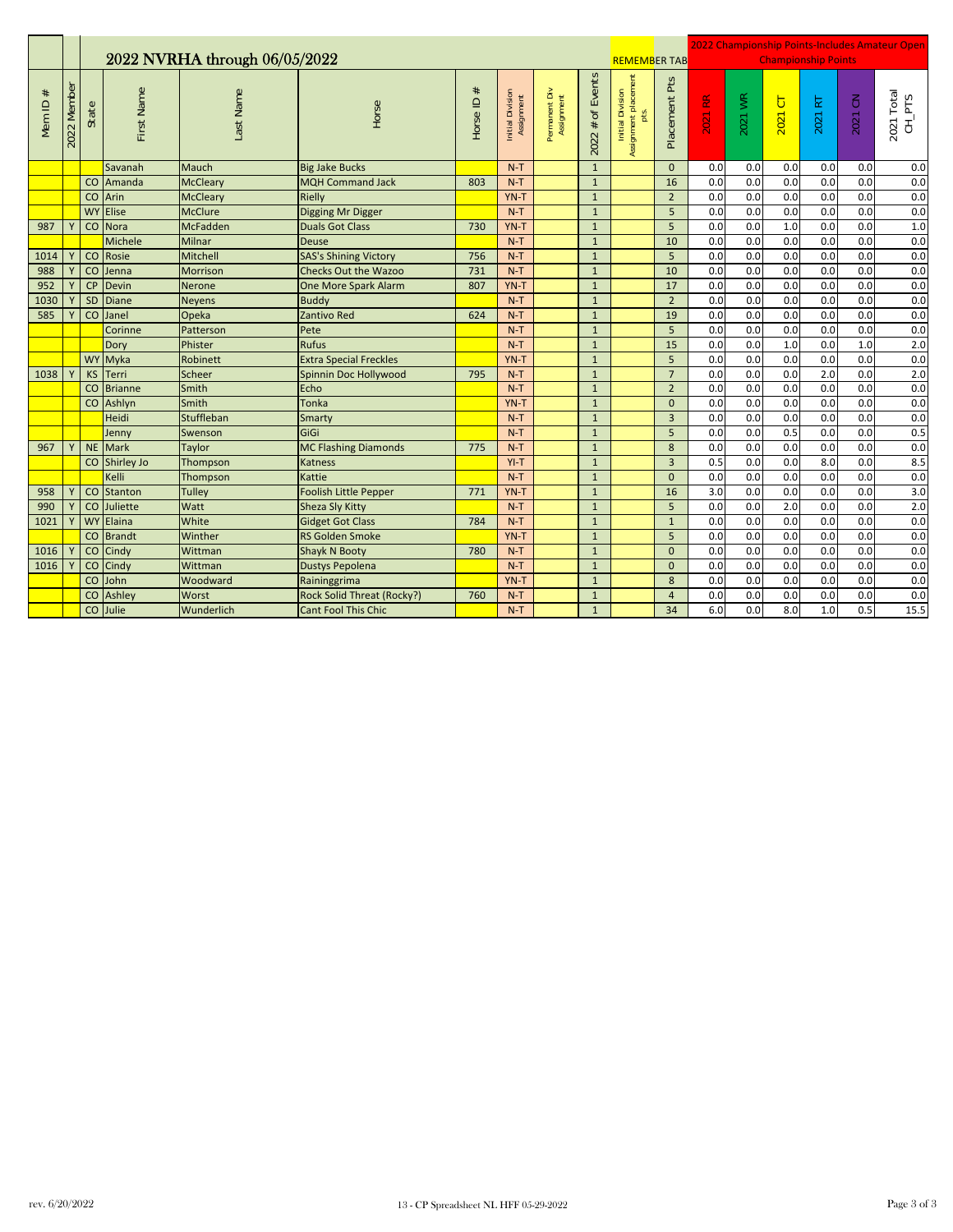| | | | 2022 NVRHA through 06/05/2022 | | | | | | | REMEMBER TAB | | 2022 Championship Points-Includes Amateur Open Championship Points | | | | | |
|---|---|---|---|---|---|---|---|---|---|---|---|---|---|---|---|---|---|
| Mem ID # | 2022 Member | State | First Name | Last Name | Horse | Horse ID # | Initial Division Assignment | Permanent Div Assignment | 2022 # of Events | Initial Division Assignment placement pts. | Placement Pts | 2021 RR | 2021 WR | 2021 CT | 2021 RT | 2021 CN | 2021 Total CH_PTS |
| | | | Savanah | Mauch | Big Jake Bucks | | N-T | | 1 | | 0 | 0.0 | 0.0 | 0.0 | 0.0 | 0.0 | 0.0 |
| | | CO | Amanda | McCleary | MQH Command Jack | 803 | N-T | | 1 | | 16 | 0.0 | 0.0 | 0.0 | 0.0 | 0.0 | 0.0 |
| | | CO | Arin | McCleary | Rielly | | YN-T | | 1 | | 2 | 0.0 | 0.0 | 0.0 | 0.0 | 0.0 | 0.0 |
| | | WY | Elise | McClure | Digging Mr Digger | | N-T | | 1 | | 5 | 0.0 | 0.0 | 0.0 | 0.0 | 0.0 | 0.0 |
| 987 | Y | CO | Nora | McFadden | Duals Got Class | 730 | YN-T | | 1 | | 5 | 0.0 | 0.0 | 1.0 | 0.0 | 0.0 | 1.0 |
| | | | Michele | Milnar | Deuse | | N-T | | 1 | | 10 | 0.0 | 0.0 | 0.0 | 0.0 | 0.0 | 0.0 |
| 1014 | Y | CO | Rosie | Mitchell | SAS's Shining Victory | 756 | N-T | | 1 | | 5 | 0.0 | 0.0 | 0.0 | 0.0 | 0.0 | 0.0 |
| 988 | Y | CO | Jenna | Morrison | Checks Out the Wazoo | 731 | N-T | | 1 | | 10 | 0.0 | 0.0 | 0.0 | 0.0 | 0.0 | 0.0 |
| 952 | Y | CP | Devin | Nerone | One More Spark Alarm | 807 | YN-T | | 1 | | 17 | 0.0 | 0.0 | 0.0 | 0.0 | 0.0 | 0.0 |
| 1030 | Y | SD | Diane | Neyens | Buddy | | N-T | | 1 | | 2 | 0.0 | 0.0 | 0.0 | 0.0 | 0.0 | 0.0 |
| 585 | Y | CO | Janel | Opeka | Zantivo Red | 624 | N-T | | 1 | | 19 | 0.0 | 0.0 | 0.0 | 0.0 | 0.0 | 0.0 |
| | | | Corinne | Patterson | Pete | | N-T | | 1 | | 5 | 0.0 | 0.0 | 0.0 | 0.0 | 0.0 | 0.0 |
| | | | Dory | Phister | Rufus | | N-T | | 1 | | 15 | 0.0 | 0.0 | 1.0 | 0.0 | 1.0 | 2.0 |
| | | WY | Myka | Robinett | Extra Special Freckles | | YN-T | | 1 | | 5 | 0.0 | 0.0 | 0.0 | 0.0 | 0.0 | 0.0 |
| 1038 | Y | KS | Terri | Scheer | Spinnin Doc Hollywood | 795 | N-T | | 1 | | 7 | 0.0 | 0.0 | 0.0 | 2.0 | 0.0 | 2.0 |
| | | CO | Brianne | Smith | Echo | | N-T | | 1 | | 2 | 0.0 | 0.0 | 0.0 | 0.0 | 0.0 | 0.0 |
| | | CO | Ashlyn | Smith | Tonka | | YN-T | | 1 | | 0 | 0.0 | 0.0 | 0.0 | 0.0 | 0.0 | 0.0 |
| | | | Heidi | Stuffleban | Smarty | | N-T | | 1 | | 3 | 0.0 | 0.0 | 0.0 | 0.0 | 0.0 | 0.0 |
| | | | Jenny | Swenson | GiGi | | N-T | | 1 | | 5 | 0.0 | 0.0 | 0.5 | 0.0 | 0.0 | 0.5 |
| 967 | Y | NE | Mark | Taylor | MC Flashing Diamonds | 775 | N-T | | 1 | | 8 | 0.0 | 0.0 | 0.0 | 0.0 | 0.0 | 0.0 |
| | | CO | Shirley Jo | Thompson | Katness | | YI-T | | 1 | | 3 | 0.5 | 0.0 | 0.0 | 8.0 | 0.0 | 8.5 |
| | | | Kelli | Thompson | Kattie | | N-T | | 1 | | 0 | 0.0 | 0.0 | 0.0 | 0.0 | 0.0 | 0.0 |
| 958 | Y | CO | Stanton | Tulley | Foolish Little Pepper | 771 | YN-T | | 1 | | 16 | 3.0 | 0.0 | 0.0 | 0.0 | 0.0 | 3.0 |
| 990 | Y | CO | Juliette | Watt | Sheza Sly Kitty | | N-T | | 1 | | 5 | 0.0 | 0.0 | 2.0 | 0.0 | 0.0 | 2.0 |
| 1021 | Y | WY | Elaina | White | Gidget Got Class | 784 | N-T | | 1 | | 1 | 0.0 | 0.0 | 0.0 | 0.0 | 0.0 | 0.0 |
| | | CO | Brandt | Winther | RS Golden Smoke | | YN-T | | 1 | | 5 | 0.0 | 0.0 | 0.0 | 0.0 | 0.0 | 0.0 |
| 1016 | Y | CO | Cindy | Wittman | Shayk N Booty | 780 | N-T | | 1 | | 0 | 0.0 | 0.0 | 0.0 | 0.0 | 0.0 | 0.0 |
| 1016 | Y | CO | Cindy | Wittman | Dustys Pepolena | | N-T | | 1 | | 0 | 0.0 | 0.0 | 0.0 | 0.0 | 0.0 | 0.0 |
| | | CO | John | Woodward | Raininggrima | | YN-T | | 1 | | 8 | 0.0 | 0.0 | 0.0 | 0.0 | 0.0 | 0.0 |
| | | CO | Ashley | Worst | Rock Solid Threat (Rocky?) | 760 | N-T | | 1 | | 4 | 0.0 | 0.0 | 0.0 | 0.0 | 0.0 | 0.0 |
| | | CO | Julie | Wunderlich | Cant Fool This Chic | | N-T | | 1 | | 34 | 6.0 | 0.0 | 8.0 | 1.0 | 0.5 | 15.5 |

rev. 6/20/2022

13 - CP Spreadsheet NL HFF 05-29-2022